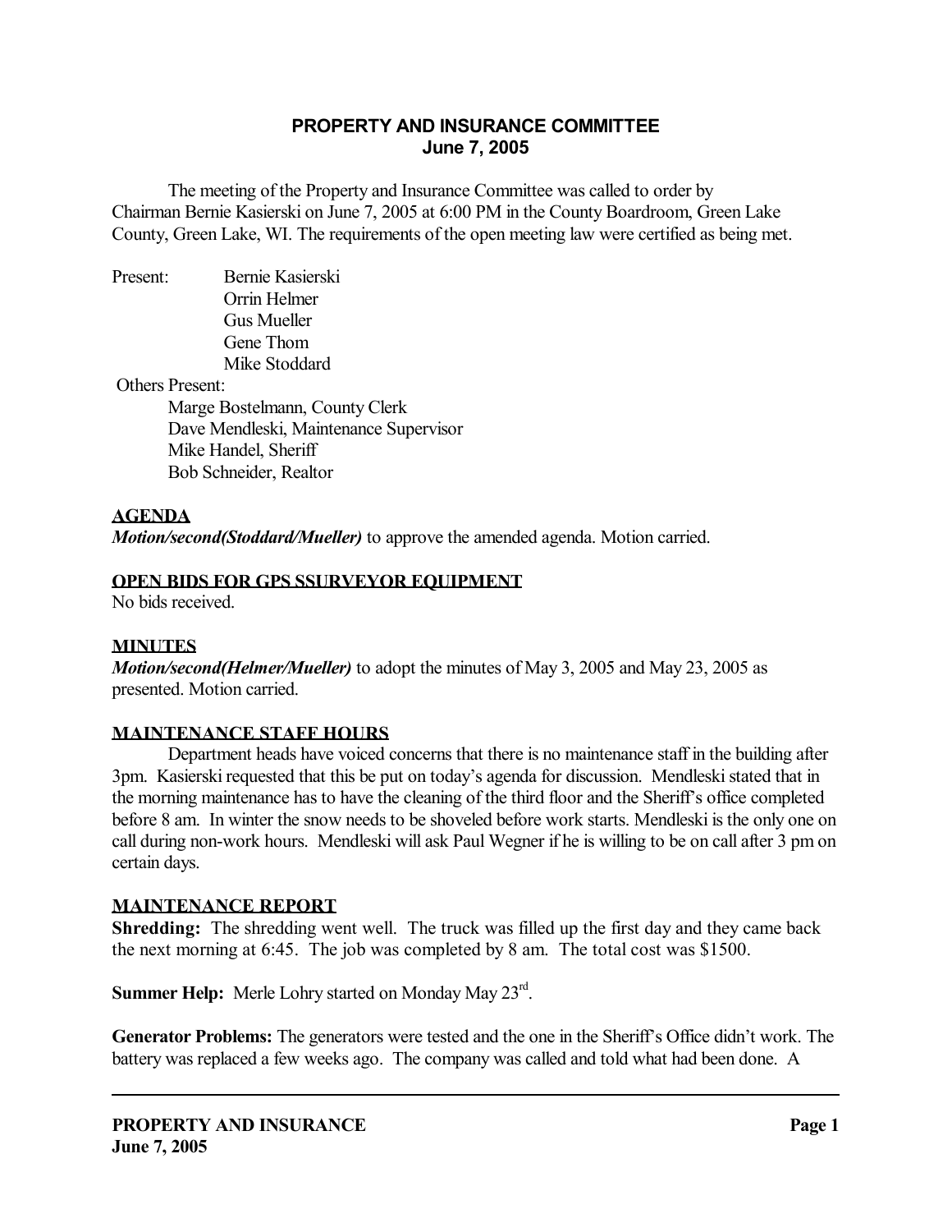# PROPERTY AND INSURANCE COMMITTEE
## June 7, 2005

The meeting of the Property and Insurance Committee was called to order by Chairman Bernie Kasierski on June 7, 2005 at 6:00 PM in the County Boardroom, Green Lake County, Green Lake, WI. The requirements of the open meeting law were certified as being met.

Present:
- Bernie Kasierski
- Orrin Helmer
- Gus Mueller
- Gene Thom
- Mike Stoddard

Others Present:
- Marge Bostelmann, County Clerk
- Dave Mendleski, Maintenance Supervisor
- Mike Handel, Sheriff
- Bob Schneider, Realtor

**AGENDA**

***Motion/second(Stoddard/Mueller)*** to approve the amended agenda. Motion carried.

**OPEN BIDS FOR GPS SSURVEYOR EQUIPMENT**

No bids received.

**MINUTES**

***Motion/second(Helmer/Mueller)*** to adopt the minutes of May 3, 2005 and May 23, 2005 as presented. Motion carried.

**MAINTENANCE STAFF HOURS**

Department heads have voiced concerns that there is no maintenance staff in the building after 3pm. Kasierski requested that this be put on today's agenda for discussion. Mendleski stated that in the morning maintenance has to have the cleaning of the third floor and the Sheriff's office completed before 8 am. In winter the snow needs to be shoveled before work starts. Mendleski is the only one on call during non-work hours. Mendleski will ask Paul Wegner if he is willing to be on call after 3 pm on certain days.

**MAINTENANCE REPORT**

**Shredding:** The shredding went well. The truck was filled up the first day and they came back the next morning at 6:45. The job was completed by 8 am. The total cost was $1500.

**Summer Help:** Merle Lohry started on Monday May 23rd.

**Generator Problems:** The generators were tested and the one in the Sheriff's Office didn't work. The battery was replaced a few weeks ago. The company was called and told what had been done. A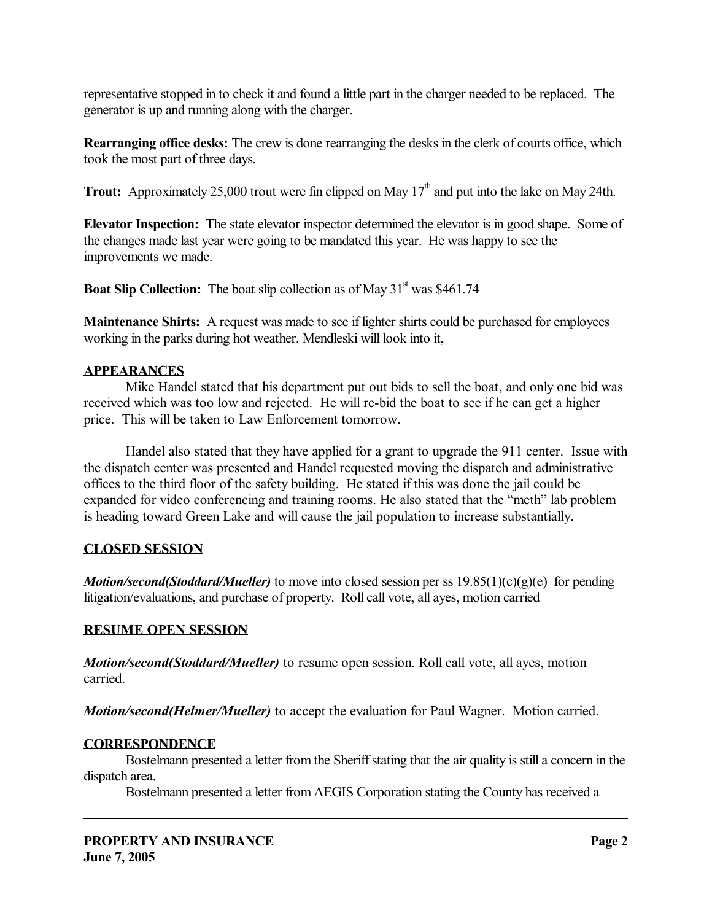representative stopped in to check it and found a little part in the charger needed to be replaced. The generator is up and running along with the charger.

**Rearranging office desks:** The crew is done rearranging the desks in the clerk of courts office, which took the most part of three days.

**Trout:** Approximately 25,000 trout were fin clipped on May 17th and put into the lake on May 24th.

**Elevator Inspection:** The state elevator inspector determined the elevator is in good shape. Some of the changes made last year were going to be mandated this year. He was happy to see the improvements we made.

**Boat Slip Collection:** The boat slip collection as of May 31st was $461.74

**Maintenance Shirts:** A request was made to see if lighter shirts could be purchased for employees working in the parks during hot weather. Mendleski will look into it,

## APPEARANCES

Mike Handel stated that his department put out bids to sell the boat, and only one bid was received which was too low and rejected. He will re-bid the boat to see if he can get a higher price. This will be taken to Law Enforcement tomorrow.

Handel also stated that they have applied for a grant to upgrade the 911 center. Issue with the dispatch center was presented and Handel requested moving the dispatch and administrative offices to the third floor of the safety building. He stated if this was done the jail could be expanded for video conferencing and training rooms. He also stated that the "meth" lab problem is heading toward Green Lake and will cause the jail population to increase substantially.

## CLOSED SESSION

***Motion/second(Stoddard/Mueller)*** to move into closed session per ss 19.85(1)(c)(g)(e) for pending litigation/evaluations, and purchase of property. Roll call vote, all ayes, motion carried

## RESUME OPEN SESSION

***Motion/second(Stoddard/Mueller)*** to resume open session. Roll call vote, all ayes, motion carried.

***Motion/second(Helmer/Mueller)*** to accept the evaluation for Paul Wagner. Motion carried.

## CORRESPONDENCE

Bostelmann presented a letter from the Sheriff stating that the air quality is still a concern in the dispatch area.

Bostelmann presented a letter from AEGIS Corporation stating the County has received a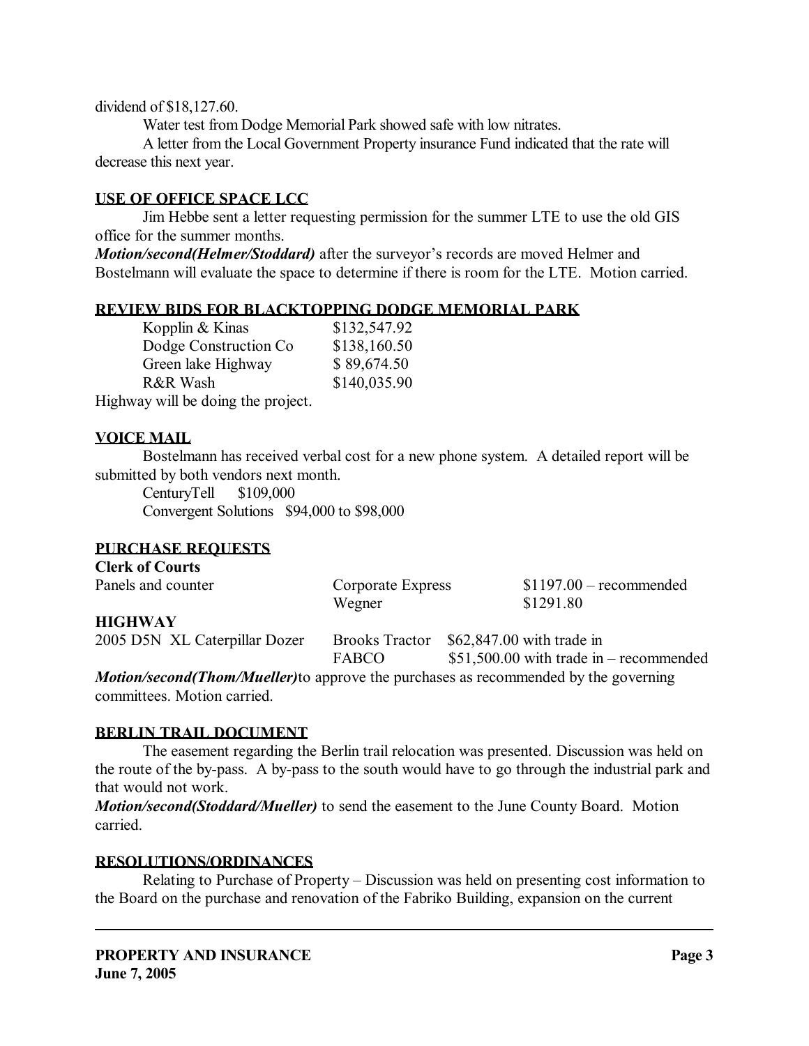dividend of $18,127.60.

Water test from Dodge Memorial Park showed safe with low nitrates.

A letter from the Local Government Property insurance Fund indicated that the rate will decrease this next year.

## USE OF OFFICE SPACE LCC

Jim Hebbe sent a letter requesting permission for the summer LTE to use the old GIS office for the summer months.

***Motion/second(Helmer/Stoddard)*** after the surveyor's records are moved Helmer and Bostelmann will evaluate the space to determine if there is room for the LTE. Motion carried.

## REVIEW BIDS FOR BLACKTOPPING DODGE MEMORIAL PARK

| | |
|---|---|
| Kopplin & Kinas | $132,547.92 |
| Dodge Construction Co | $138,160.50 |
| Green lake Highway | $ 89,674.50 |
| R&R Wash | $140,035.90 |

Highway will be doing the project.

## VOICE MAIL

Bostelmann has received verbal cost for a new phone system. A detailed report will be submitted by both vendors next month.

CenturyTell $109,000

Convergent Solutions $94,000 to $98,000

## PURCHASE REQUESTS

**Clerk of Courts**

| | | |
|---|---|---|
| Panels and counter | Corporate Express | $1197.00 – recommended |
| | Wegner | $1291.80 |

**HIGHWAY**

| | | |
|---|---|---|
| 2005 D5N XL Caterpillar Dozer | Brooks Tractor | $62,847.00 with trade in |
| | FABCO | $51,500.00 with trade in – recommended |

***Motion/second(Thom/Mueller)***to approve the purchases as recommended by the governing committees. Motion carried.

## BERLIN TRAIL DOCUMENT

The easement regarding the Berlin trail relocation was presented. Discussion was held on the route of the by-pass. A by-pass to the south would have to go through the industrial park and that would not work.

***Motion/second(Stoddard/Mueller)*** to send the easement to the June County Board. Motion carried.

## RESOLUTIONS/ORDINANCES

Relating to Purchase of Property – Discussion was held on presenting cost information to the Board on the purchase and renovation of the Fabriko Building, expansion on the current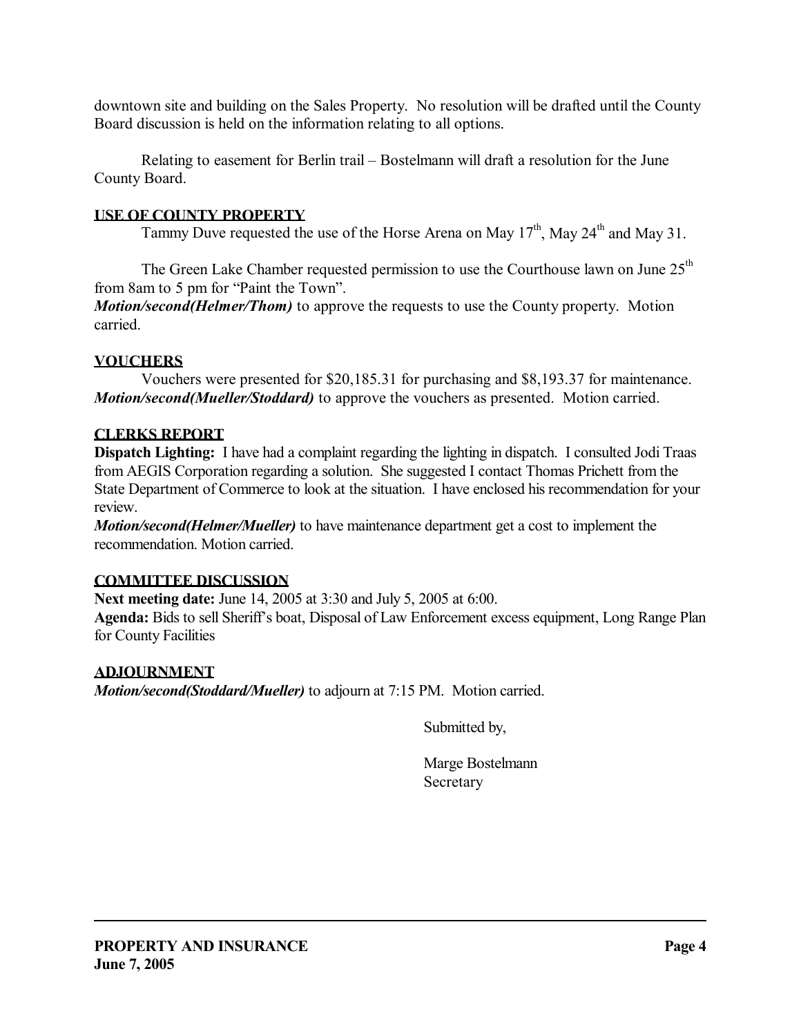downtown site and building on the Sales Property. No resolution will be drafted until the County Board discussion is held on the information relating to all options.

Relating to easement for Berlin trail – Bostelmann will draft a resolution for the June County Board.

**USE OF COUNTY PROPERTY**

Tammy Duve requested the use of the Horse Arena on May 17th, May 24th and May 31.

The Green Lake Chamber requested permission to use the Courthouse lawn on June 25th from 8am to 5 pm for "Paint the Town".

***Motion/second(Helmer/Thom)*** to approve the requests to use the County property. Motion carried.

**VOUCHERS**

Vouchers were presented for $20,185.31 for purchasing and $8,193.37 for maintenance.

***Motion/second(Mueller/Stoddard)*** to approve the vouchers as presented. Motion carried.

**CLERKS REPORT**

**Dispatch Lighting:** I have had a complaint regarding the lighting in dispatch. I consulted Jodi Traas from AEGIS Corporation regarding a solution. She suggested I contact Thomas Prichett from the State Department of Commerce to look at the situation. I have enclosed his recommendation for your review.

***Motion/second(Helmer/Mueller)*** to have maintenance department get a cost to implement the recommendation. Motion carried.

**COMMITTEE DISCUSSION**

**Next meeting date:** June 14, 2005 at 3:30 and July 5, 2005 at 6:00.

**Agenda:** Bids to sell Sheriff's boat, Disposal of Law Enforcement excess equipment, Long Range Plan for County Facilities

**ADJOURNMENT**

***Motion/second(Stoddard/Mueller)*** to adjourn at 7:15 PM. Motion carried.

Submitted by,

Marge Bostelmann
Secretary